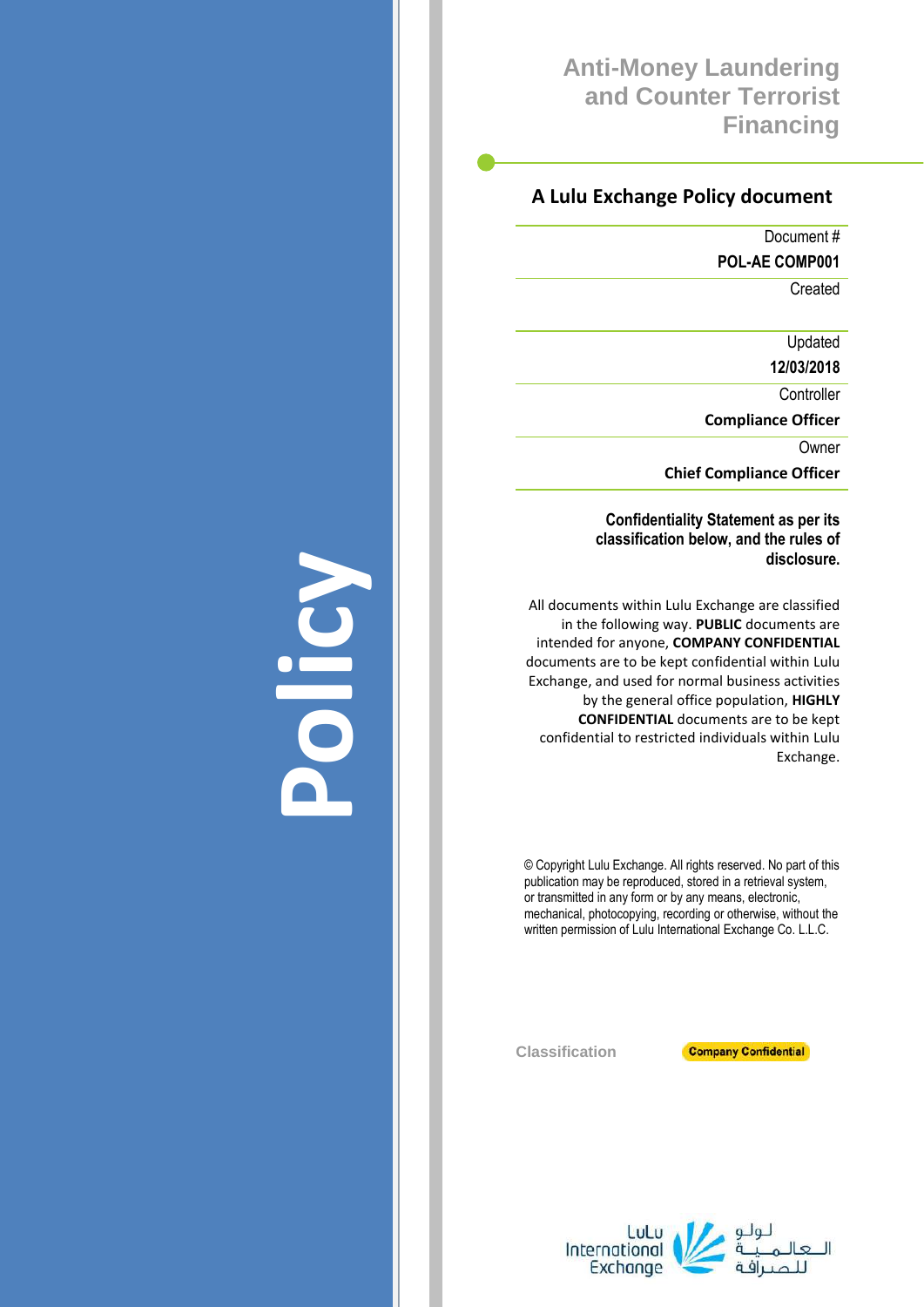# Anti-Money Laundering and Counter Terrorist Financing

## A Lulu Exchange Policy document

| | |
|---|---|
| Document # | **POL-AE COMP001** |
| Created | |
| Updated | **12/03/2018** |
| Controller | **Compliance Officer** |
| Owner | **Chief Compliance Officer** |

**Confidentiality Statement as per its classification below, and the rules of disclosure.**

All documents within Lulu Exchange are classified in the following way. **PUBLIC** documents are intended for anyone, **COMPANY CONFIDENTIAL** documents are to be kept confidential within Lulu Exchange, and used for normal business activities by the general office population, **HIGHLY CONFIDENTIAL** documents are to be kept confidential to restricted individuals within Lulu Exchange.

© Copyright Lulu Exchange. All rights reserved. No part of this publication may be reproduced, stored in a retrieval system, or transmitted in any form or by any means, electronic, mechanical, photocopying, recording or otherwise, without the written permission of Lulu International Exchange Co. L.L.C.

Classification: **Company Confidential**

**Policy**

LuLu International Exchange

لولو العالمية للصرافة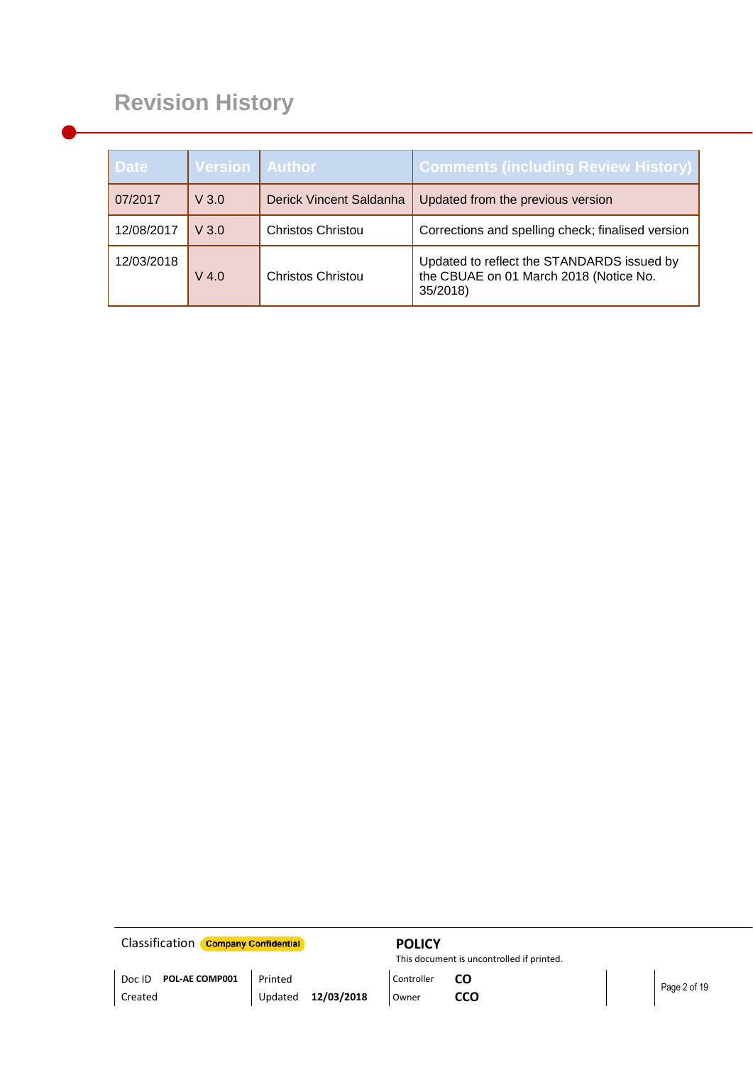# Revision History

| Date | Version | Author | Comments (including Review History) |
|---|---|---|---|
| 07/2017 | V 3.0 | Derick Vincent Saldanha | Updated from the previous version |
| 12/08/2017 | V 3.0 | Christos Christou | Corrections and spelling check; finalised version |
| 12/03/2018 | V 4.0 | Christos Christou | Updated to reflect the STANDARDS issued by the CBUAE on 01 March 2018 (Notice No. 35/2018) |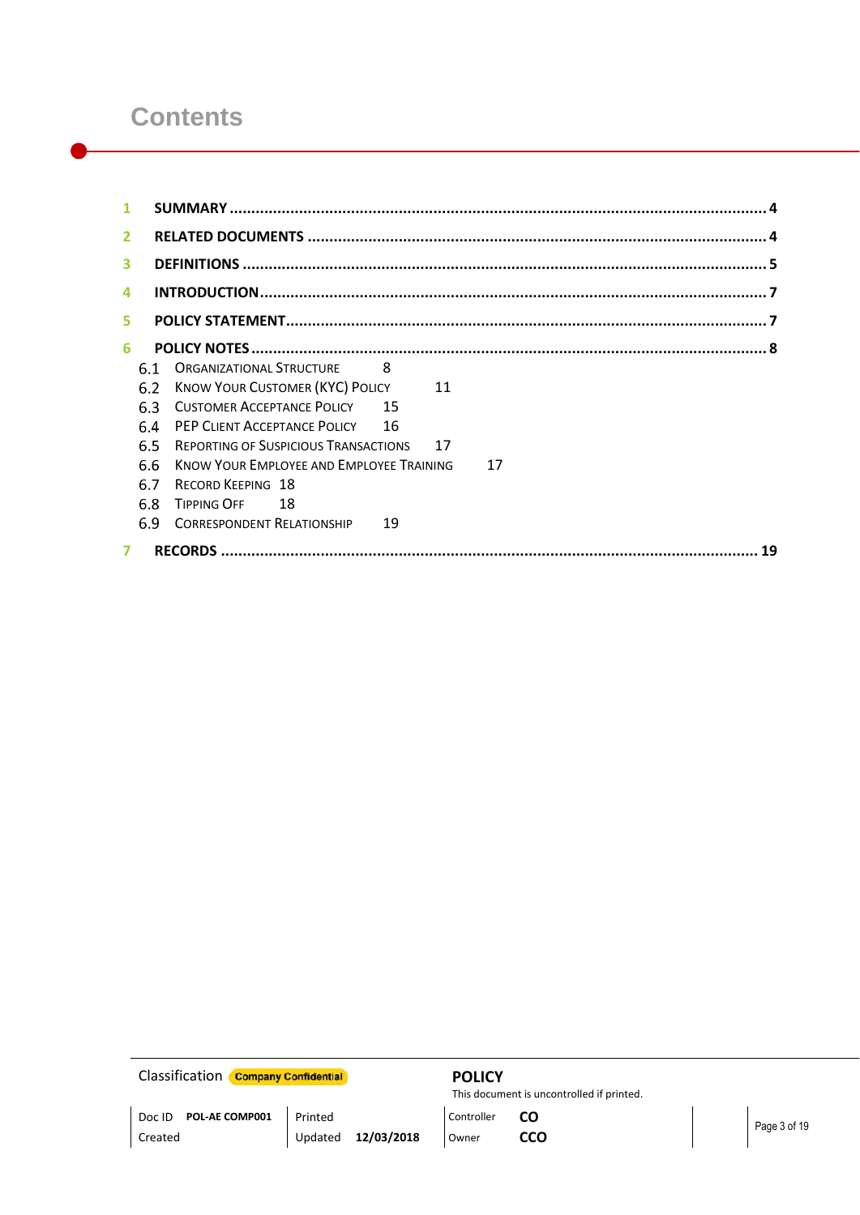# Contents

1 **SUMMARY** ........................................................................................................................ 4

2 **RELATED DOCUMENTS** ........................................................................................................ 4

3 **DEFINITIONS** ...................................................................................................................... 5

4 **INTRODUCTION** .................................................................................................................. 7

5 **POLICY STATEMENT** ............................................................................................................. 7

6 **POLICY NOTES** .................................................................................................................... 8

- 6.1 ORGANIZATIONAL STRUCTURE 8
- 6.2 KNOW YOUR CUSTOMER (KYC) POLICY 11
- 6.3 CUSTOMER ACCEPTANCE POLICY 15
- 6.4 PEP CLIENT ACCEPTANCE POLICY 16
- 6.5 REPORTING OF SUSPICIOUS TRANSACTIONS 17
- 6.6 KNOW YOUR EMPLOYEE AND EMPLOYEE TRAINING 17
- 6.7 RECORD KEEPING 18
- 6.8 TIPPING OFF 18
- 6.9 CORRESPONDENT RELATIONSHIP 19

7 **RECORDS** .......................................................................................................................... 19

| Classification | Company Confidential | POLICY | | |
|---|---|---|---|---|
| | | This document is uncontrolled if printed. | | |
| Doc ID | POL-AE COMP001 | Printed | Controller | CO |
| Created | | Updated 12/03/2018 | Owner | CCO |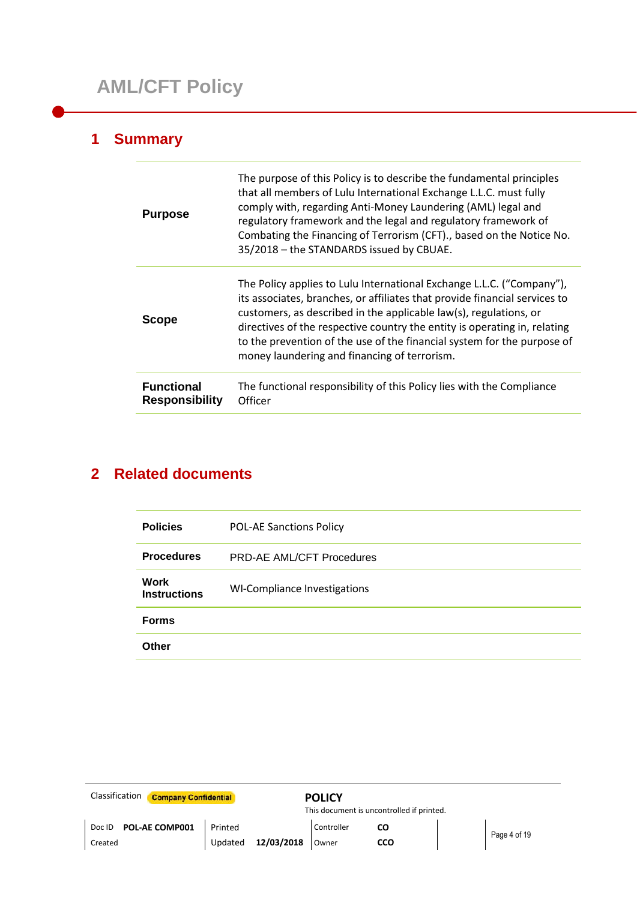# AML/CFT Policy

## 1 Summary

| | |
|---|---|
| **Purpose** | The purpose of this Policy is to describe the fundamental principles that all members of Lulu International Exchange L.L.C. must fully comply with, regarding Anti-Money Laundering (AML) legal and regulatory framework and the legal and regulatory framework of Combating the Financing of Terrorism (CFT)., based on the Notice No. 35/2018 – the STANDARDS issued by CBUAE. |
| **Scope** | The Policy applies to Lulu International Exchange L.L.C. ("Company"), its associates, branches, or affiliates that provide financial services to customers, as described in the applicable law(s), regulations, or directives of the respective country the entity is operating in, relating to the prevention of the use of the financial system for the purpose of money laundering and financing of terrorism. |
| **Functional Responsibility** | The functional responsibility of this Policy lies with the Compliance Officer |

## 2 Related documents

| | |
|---|---|
| **Policies** | POL-AE Sanctions Policy |
| **Procedures** | PRD-AE AML/CFT Procedures |
| **Work Instructions** | WI-Compliance Investigations |
| **Forms** | |
| **Other** | |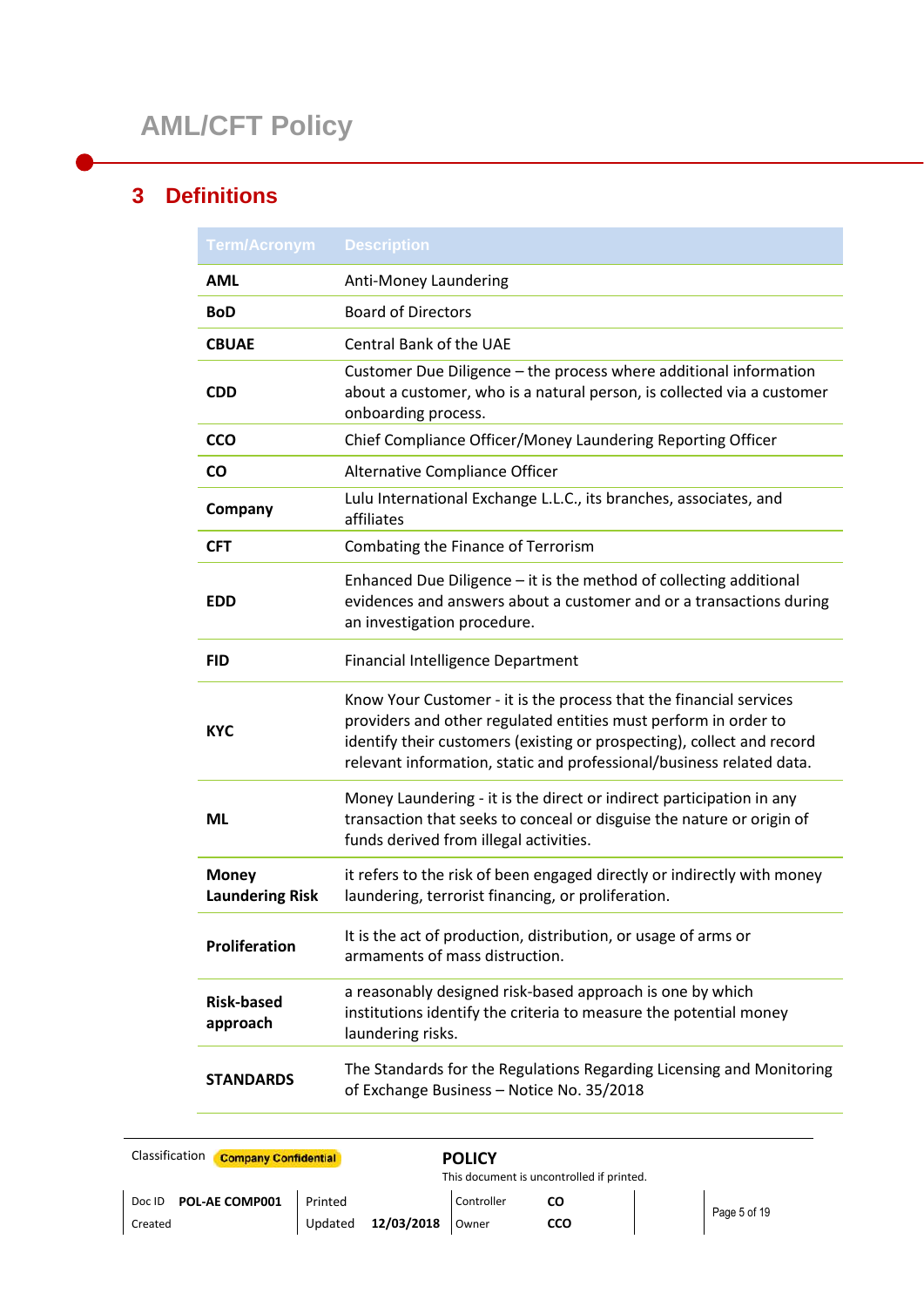# AML/CFT Policy

## 3 Definitions

| Term/Acronym | Description |
|---|---|
| **AML** | Anti-Money Laundering |
| **BoD** | Board of Directors |
| **CBUAE** | Central Bank of the UAE |
| **CDD** | Customer Due Diligence – the process where additional information about a customer, who is a natural person, is collected via a customer onboarding process. |
| **CCO** | Chief Compliance Officer/Money Laundering Reporting Officer |
| **CO** | Alternative Compliance Officer |
| **Company** | Lulu International Exchange L.L.C., its branches, associates, and affiliates |
| **CFT** | Combating the Finance of Terrorism |
| **EDD** | Enhanced Due Diligence – it is the method of collecting additional evidences and answers about a customer and or a transactions during an investigation procedure. |
| **FID** | Financial Intelligence Department |
| **KYC** | Know Your Customer - it is the process that the financial services providers and other regulated entities must perform in order to identify their customers (existing or prospecting), collect and record relevant information, static and professional/business related data. |
| **ML** | Money Laundering - it is the direct or indirect participation in any transaction that seeks to conceal or disguise the nature or origin of funds derived from illegal activities. |
| **Money Laundering Risk** | it refers to the risk of been engaged directly or indirectly with money laundering, terrorist financing, or proliferation. |
| **Proliferation** | It is the act of production, distribution, or usage of arms or armaments of mass distruction. |
| **Risk-based approach** | a reasonably designed risk-based approach is one by which institutions identify the criteria to measure the potential money laundering risks. |
| **STANDARDS** | The Standards for the Regulations Regarding Licensing and Monitoring of Exchange Business – Notice No. 35/2018 |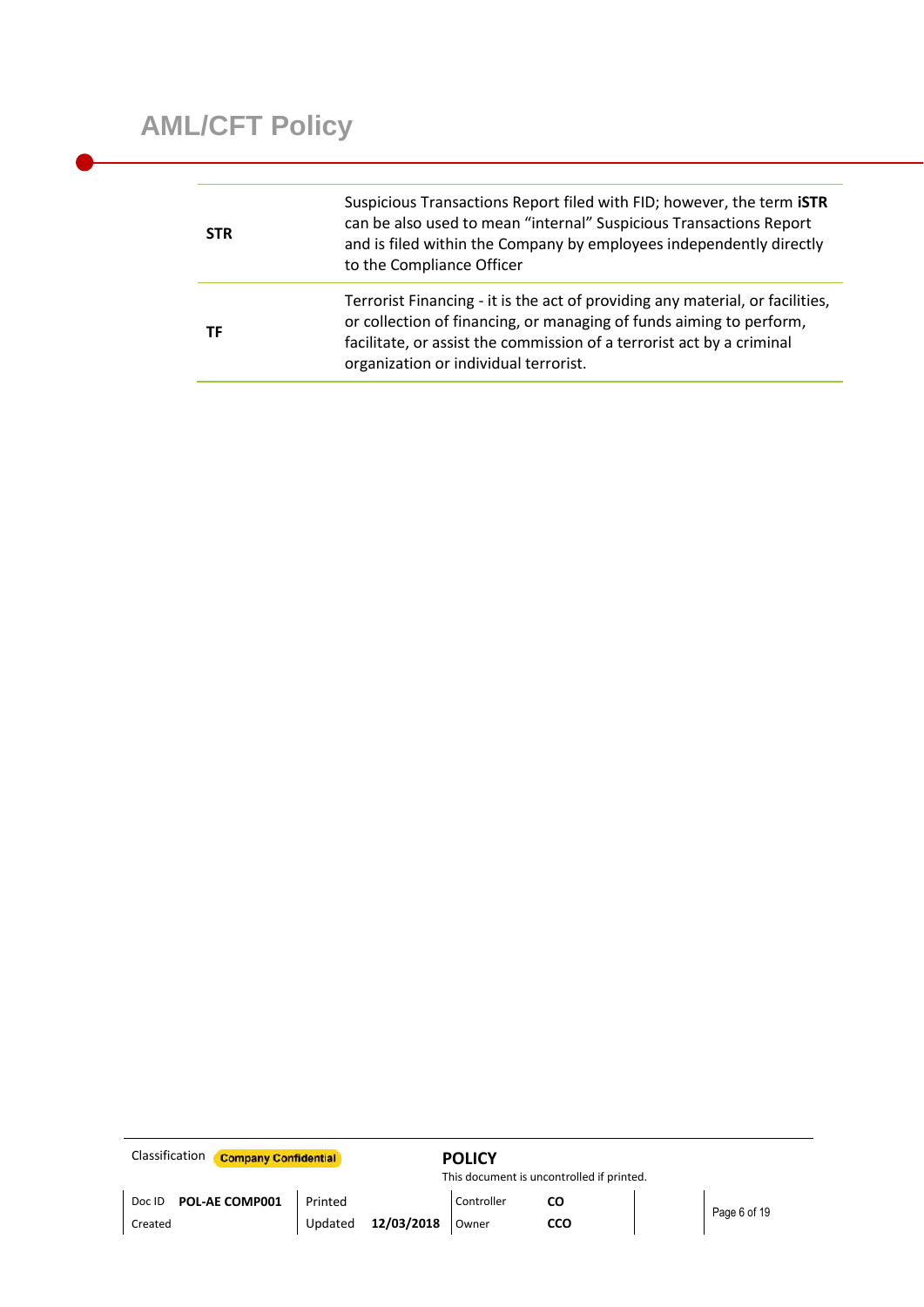| | |
|---|---|
| **STR** | Suspicious Transactions Report filed with FID; however, the term **iSTR** can be also used to mean "internal" Suspicious Transactions Report and is filed within the Company by employees independently directly to the Compliance Officer |
| **TF** | Terrorist Financing - it is the act of providing any material, or facilities, or collection of financing, or managing of funds aiming to perform, facilitate, or assist the commission of a terrorist act by a criminal organization or individual terrorist. |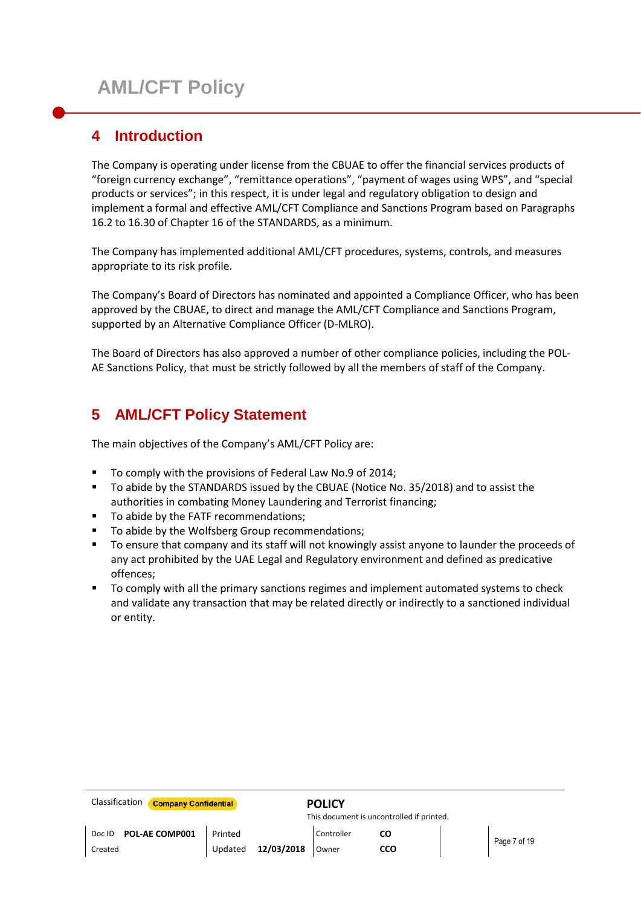## 4 Introduction

The Company is operating under license from the CBUAE to offer the financial services products of "foreign currency exchange", "remittance operations", "payment of wages using WPS", and "special products or services"; in this respect, it is under legal and regulatory obligation to design and implement a formal and effective AML/CFT Compliance and Sanctions Program based on Paragraphs 16.2 to 16.30 of Chapter 16 of the STANDARDS, as a minimum.

The Company has implemented additional AML/CFT procedures, systems, controls, and measures appropriate to its risk profile.

The Company's Board of Directors has nominated and appointed a Compliance Officer, who has been approved by the CBUAE, to direct and manage the AML/CFT Compliance and Sanctions Program, supported by an Alternative Compliance Officer (D-MLRO).

The Board of Directors has also approved a number of other compliance policies, including the POL-AE Sanctions Policy, that must be strictly followed by all the members of staff of the Company.

## 5 AML/CFT Policy Statement

The main objectives of the Company's AML/CFT Policy are:

- To comply with the provisions of Federal Law No.9 of 2014;
- To abide by the STANDARDS issued by the CBUAE (Notice No. 35/2018) and to assist the authorities in combating Money Laundering and Terrorist financing;
- To abide by the FATF recommendations;
- To abide by the Wolfsberg Group recommendations;
- To ensure that company and its staff will not knowingly assist anyone to launder the proceeds of any act prohibited by the UAE Legal and Regulatory environment and defined as predicative offences;
- To comply with all the primary sanctions regimes and implement automated systems to check and validate any transaction that may be related directly or indirectly to a sanctioned individual or entity.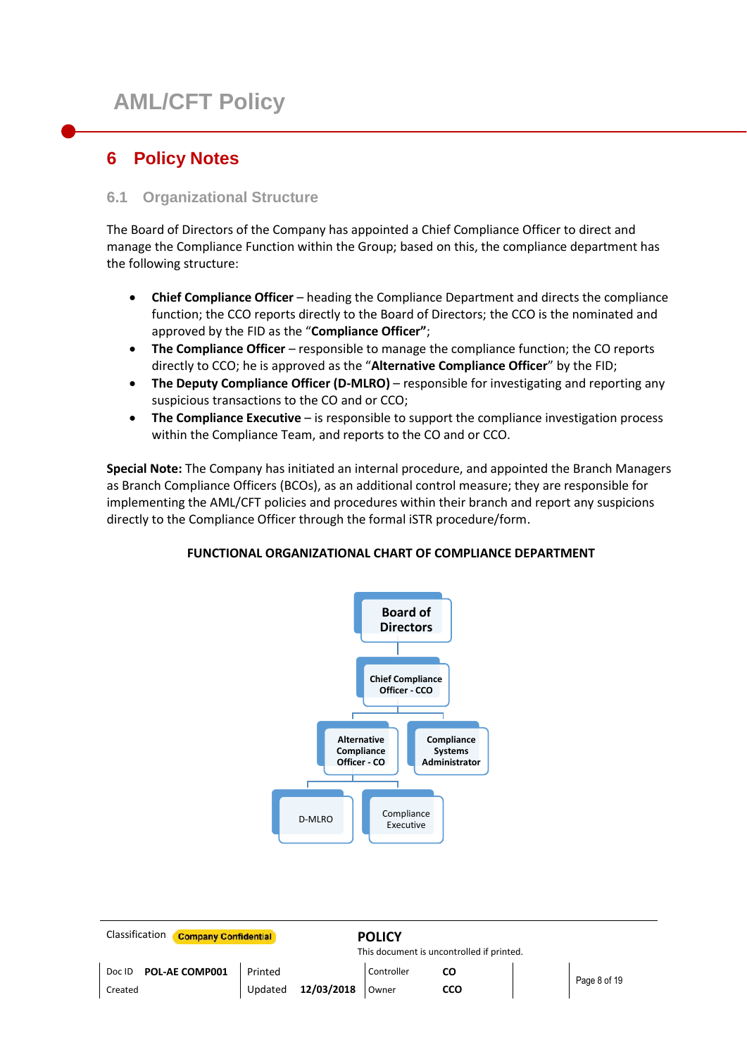# 6 Policy Notes

## 6.1 Organizational Structure

The Board of Directors of the Company has appointed a Chief Compliance Officer to direct and manage the Compliance Function within the Group; based on this, the compliance department has the following structure:

- **Chief Compliance Officer** – heading the Compliance Department and directs the compliance function; the CCO reports directly to the Board of Directors; the CCO is the nominated and approved by the FID as the "**Compliance Officer"**;
- **The Compliance Officer** – responsible to manage the compliance function; the CO reports directly to CCO; he is approved as the "**Alternative Compliance Officer**" by the FID;
- **The Deputy Compliance Officer (D-MLRO)** – responsible for investigating and reporting any suspicious transactions to the CO and or CCO;
- **The Compliance Executive** – is responsible to support the compliance investigation process within the Compliance Team, and reports to the CO and or CCO.

**Special Note:** The Company has initiated an internal procedure, and appointed the Branch Managers as Branch Compliance Officers (BCOs), as an additional control measure; they are responsible for implementing the AML/CFT policies and procedures within their branch and report any suspicions directly to the Compliance Officer through the formal iSTR procedure/form.

**FUNCTIONAL ORGANIZATIONAL CHART OF COMPLIANCE DEPARTMENT**

- Board of Directors
  - Chief Compliance Officer - CCO
    - Alternative Compliance Officer - CO
      - D-MLRO
      - Compliance Executive
    - Compliance Systems Administrator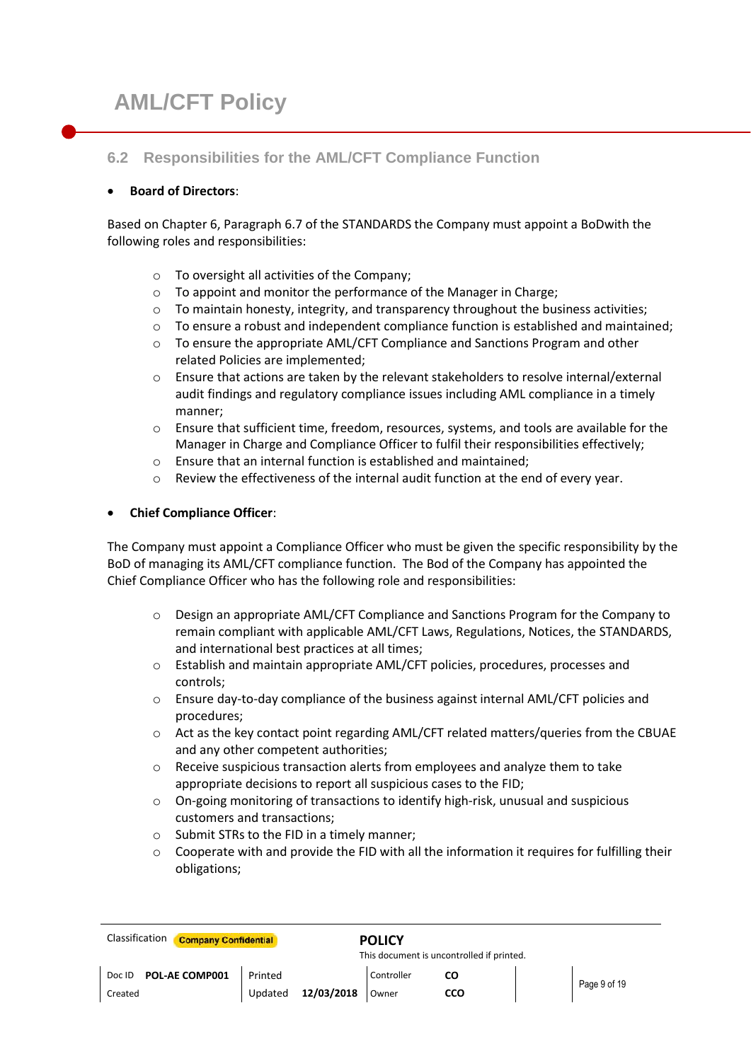## 6.2 Responsibilities for the AML/CFT Compliance Function

- **Board of Directors**:

Based on Chapter 6, Paragraph 6.7 of the STANDARDS the Company must appoint a BoDwith the following roles and responsibilities:

  - To oversight all activities of the Company;
  - To appoint and monitor the performance of the Manager in Charge;
  - To maintain honesty, integrity, and transparency throughout the business activities;
  - To ensure a robust and independent compliance function is established and maintained;
  - To ensure the appropriate AML/CFT Compliance and Sanctions Program and other related Policies are implemented;
  - Ensure that actions are taken by the relevant stakeholders to resolve internal/external audit findings and regulatory compliance issues including AML compliance in a timely manner;
  - Ensure that sufficient time, freedom, resources, systems, and tools are available for the Manager in Charge and Compliance Officer to fulfil their responsibilities effectively;
  - Ensure that an internal function is established and maintained;
  - Review the effectiveness of the internal audit function at the end of every year.

- **Chief Compliance Officer**:

The Company must appoint a Compliance Officer who must be given the specific responsibility by the BoD of managing its AML/CFT compliance function. The Bod of the Company has appointed the Chief Compliance Officer who has the following role and responsibilities:

  - Design an appropriate AML/CFT Compliance and Sanctions Program for the Company to remain compliant with applicable AML/CFT Laws, Regulations, Notices, the STANDARDS, and international best practices at all times;
  - Establish and maintain appropriate AML/CFT policies, procedures, processes and controls;
  - Ensure day-to-day compliance of the business against internal AML/CFT policies and procedures;
  - Act as the key contact point regarding AML/CFT related matters/queries from the CBUAE and any other competent authorities;
  - Receive suspicious transaction alerts from employees and analyze them to take appropriate decisions to report all suspicious cases to the FID;
  - On-going monitoring of transactions to identify high-risk, unusual and suspicious customers and transactions;
  - Submit STRs to the FID in a timely manner;
  - Cooperate with and provide the FID with all the information it requires for fulfilling their obligations;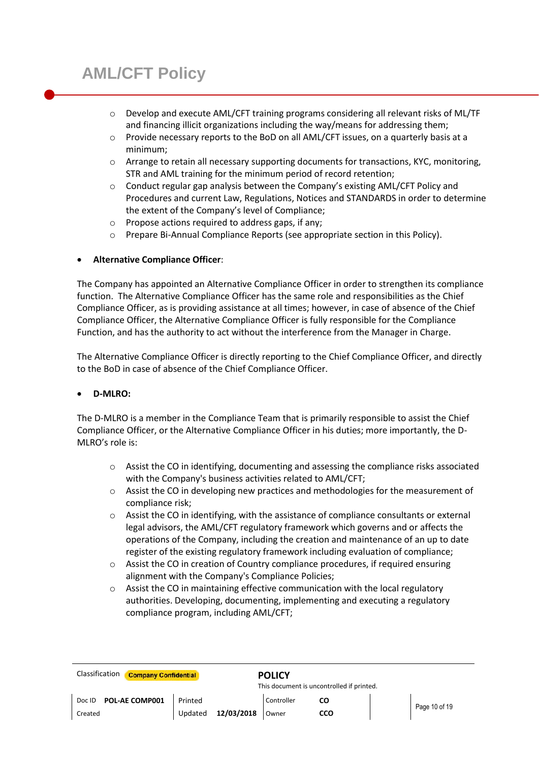- Develop and execute AML/CFT training programs considering all relevant risks of ML/TF and financing illicit organizations including the way/means for addressing them;
- Provide necessary reports to the BoD on all AML/CFT issues, on a quarterly basis at a minimum;
- Arrange to retain all necessary supporting documents for transactions, KYC, monitoring, STR and AML training for the minimum period of record retention;
- Conduct regular gap analysis between the Company's existing AML/CFT Policy and Procedures and current Law, Regulations, Notices and STANDARDS in order to determine the extent of the Company's level of Compliance;
- Propose actions required to address gaps, if any;
- Prepare Bi-Annual Compliance Reports (see appropriate section in this Policy).

- **Alternative Compliance Officer**:

The Company has appointed an Alternative Compliance Officer in order to strengthen its compliance function. The Alternative Compliance Officer has the same role and responsibilities as the Chief Compliance Officer, as is providing assistance at all times; however, in case of absence of the Chief Compliance Officer, the Alternative Compliance Officer is fully responsible for the Compliance Function, and has the authority to act without the interference from the Manager in Charge.

The Alternative Compliance Officer is directly reporting to the Chief Compliance Officer, and directly to the BoD in case of absence of the Chief Compliance Officer.

- **D-MLRO:**

The D-MLRO is a member in the Compliance Team that is primarily responsible to assist the Chief Compliance Officer, or the Alternative Compliance Officer in his duties; more importantly, the D-MLRO's role is:

- Assist the CO in identifying, documenting and assessing the compliance risks associated with the Company's business activities related to AML/CFT;
- Assist the CO in developing new practices and methodologies for the measurement of compliance risk;
- Assist the CO in identifying, with the assistance of compliance consultants or external legal advisors, the AML/CFT regulatory framework which governs and or affects the operations of the Company, including the creation and maintenance of an up to date register of the existing regulatory framework including evaluation of compliance;
- Assist the CO in creation of Country compliance procedures, if required ensuring alignment with the Company's Compliance Policies;
- Assist the CO in maintaining effective communication with the local regulatory authorities. Developing, documenting, implementing and executing a regulatory compliance program, including AML/CFT;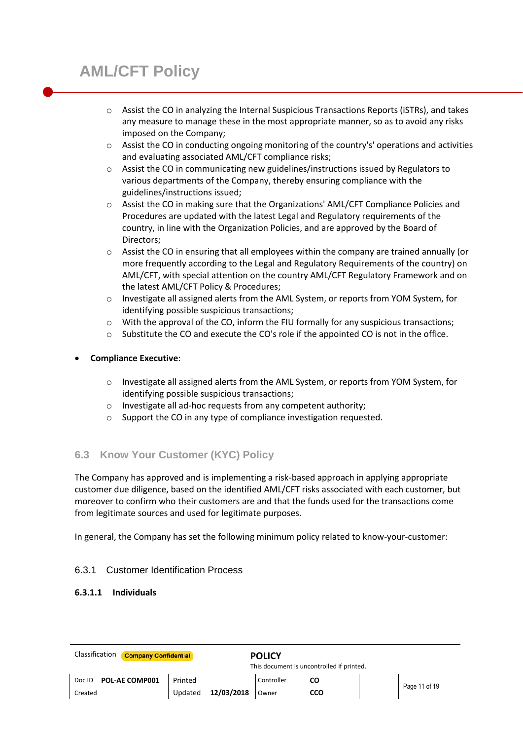- Assist the CO in analyzing the Internal Suspicious Transactions Reports (iSTRs), and takes any measure to manage these in the most appropriate manner, so as to avoid any risks imposed on the Company;
    - Assist the CO in conducting ongoing monitoring of the country's' operations and activities and evaluating associated AML/CFT compliance risks;
    - Assist the CO in communicating new guidelines/instructions issued by Regulators to various departments of the Company, thereby ensuring compliance with the guidelines/instructions issued;
    - Assist the CO in making sure that the Organizations' AML/CFT Compliance Policies and Procedures are updated with the latest Legal and Regulatory requirements of the country, in line with the Organization Policies, and are approved by the Board of Directors;
    - Assist the CO in ensuring that all employees within the company are trained annually (or more frequently according to the Legal and Regulatory Requirements of the country) on AML/CFT, with special attention on the country AML/CFT Regulatory Framework and on the latest AML/CFT Policy & Procedures;
    - Investigate all assigned alerts from the AML System, or reports from YOM System, for identifying possible suspicious transactions;
    - With the approval of the CO, inform the FIU formally for any suspicious transactions;
    - Substitute the CO and execute the CO's role if the appointed CO is not in the office.

- **Compliance Executive**:
    - Investigate all assigned alerts from the AML System, or reports from YOM System, for identifying possible suspicious transactions;
    - Investigate all ad-hoc requests from any competent authority;
    - Support the CO in any type of compliance investigation requested.

## 6.3 Know Your Customer (KYC) Policy

The Company has approved and is implementing a risk-based approach in applying appropriate customer due diligence, based on the identified AML/CFT risks associated with each customer, but moreover to confirm who their customers are and that the funds used for the transactions come from legitimate sources and used for legitimate purposes.

In general, the Company has set the following minimum policy related to know-your-customer:

### 6.3.1 Customer Identification Process

#### 6.3.1.1 Individuals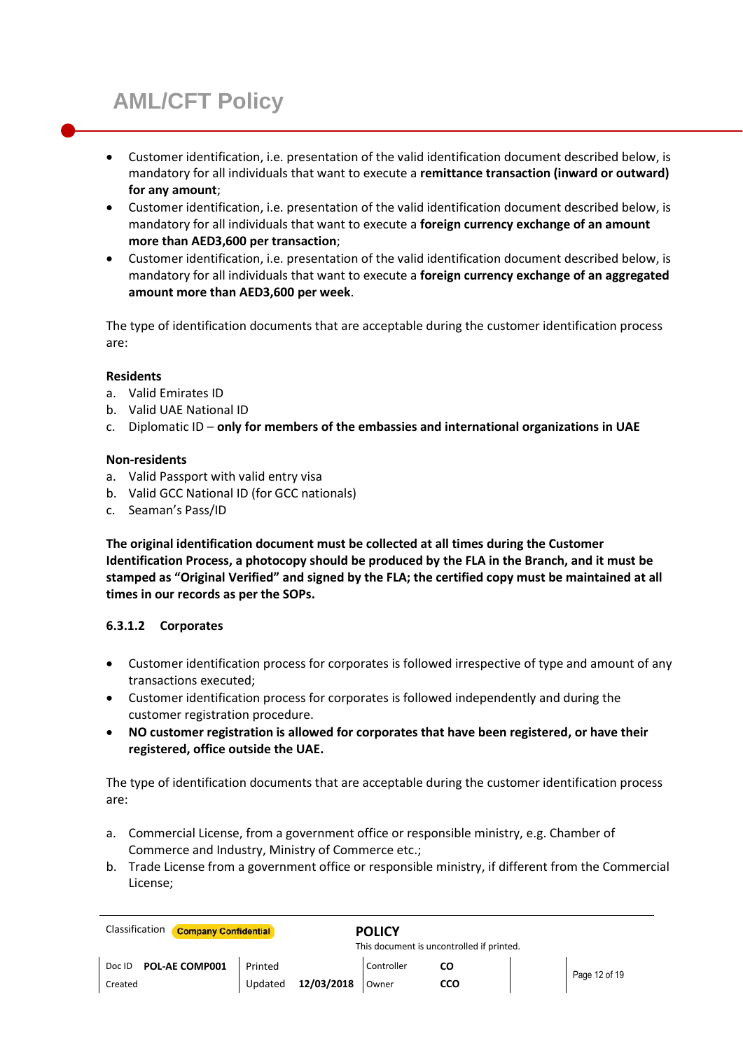- Customer identification, i.e. presentation of the valid identification document described below, is mandatory for all individuals that want to execute a **remittance transaction (inward or outward) for any amount**;
- Customer identification, i.e. presentation of the valid identification document described below, is mandatory for all individuals that want to execute a **foreign currency exchange of an amount more than AED3,600 per transaction**;
- Customer identification, i.e. presentation of the valid identification document described below, is mandatory for all individuals that want to execute a **foreign currency exchange of an aggregated amount more than AED3,600 per week**.

The type of identification documents that are acceptable during the customer identification process are:

**Residents**

a. Valid Emirates ID
b. Valid UAE National ID
c. Diplomatic ID – **only for members of the embassies and international organizations in UAE**

**Non-residents**

a. Valid Passport with valid entry visa
b. Valid GCC National ID (for GCC nationals)
c. Seaman's Pass/ID

**The original identification document must be collected at all times during the Customer Identification Process, a photocopy should be produced by the FLA in the Branch, and it must be stamped as "Original Verified" and signed by the FLA; the certified copy must be maintained at all times in our records as per the SOPs.**

#### 6.3.1.2 Corporates

- Customer identification process for corporates is followed irrespective of type and amount of any transactions executed;
- Customer identification process for corporates is followed independently and during the customer registration procedure.
- **NO customer registration is allowed for corporates that have been registered, or have their registered, office outside the UAE.**

The type of identification documents that are acceptable during the customer identification process are:

a. Commercial License, from a government office or responsible ministry, e.g. Chamber of Commerce and Industry, Ministry of Commerce etc.;
b. Trade License from a government office or responsible ministry, if different from the Commercial License;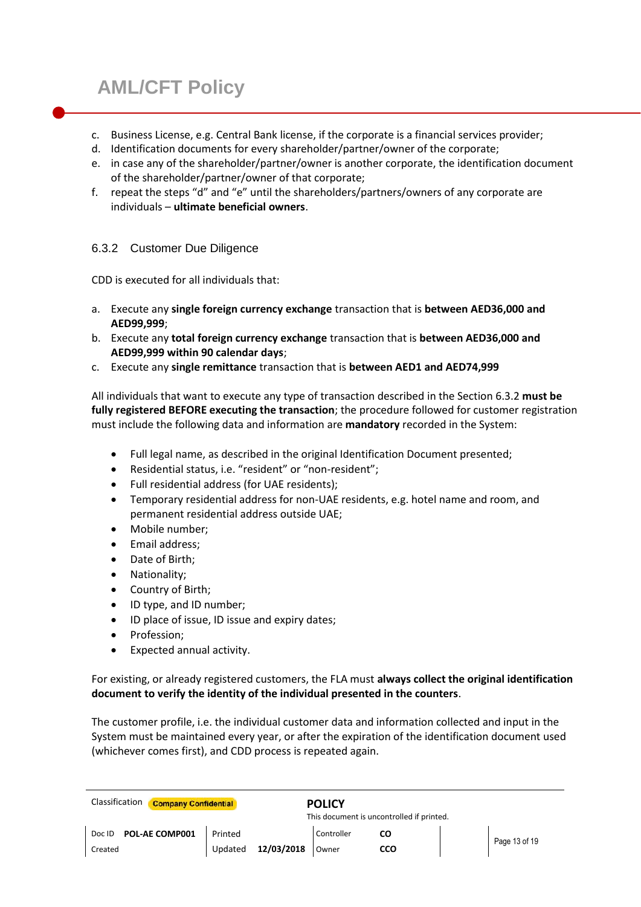c. Business License, e.g. Central Bank license, if the corporate is a financial services provider;
d. Identification documents for every shareholder/partner/owner of the corporate;
e. in case any of the shareholder/partner/owner is another corporate, the identification document of the shareholder/partner/owner of that corporate;
f. repeat the steps "d" and "e" until the shareholders/partners/owners of any corporate are individuals – **ultimate beneficial owners**.

### 6.3.2 Customer Due Diligence

CDD is executed for all individuals that:

a. Execute any **single foreign currency exchange** transaction that is **between AED36,000 and AED99,999**;
b. Execute any **total foreign currency exchange** transaction that is **between AED36,000 and AED99,999 within 90 calendar days**;
c. Execute any **single remittance** transaction that is **between AED1 and AED74,999**

All individuals that want to execute any type of transaction described in the Section 6.3.2 **must be fully registered BEFORE executing the transaction**; the procedure followed for customer registration must include the following data and information are **mandatory** recorded in the System:

- Full legal name, as described in the original Identification Document presented;
- Residential status, i.e. "resident" or "non-resident";
- Full residential address (for UAE residents);
- Temporary residential address for non-UAE residents, e.g. hotel name and room, and permanent residential address outside UAE;
- Mobile number;
- Email address;
- Date of Birth;
- Nationality;
- Country of Birth;
- ID type, and ID number;
- ID place of issue, ID issue and expiry dates;
- Profession;
- Expected annual activity.

For existing, or already registered customers, the FLA must **always collect the original identification document to verify the identity of the individual presented in the counters**.

The customer profile, i.e. the individual customer data and information collected and input in the System must be maintained every year, or after the expiration of the identification document used (whichever comes first), and CDD process is repeated again.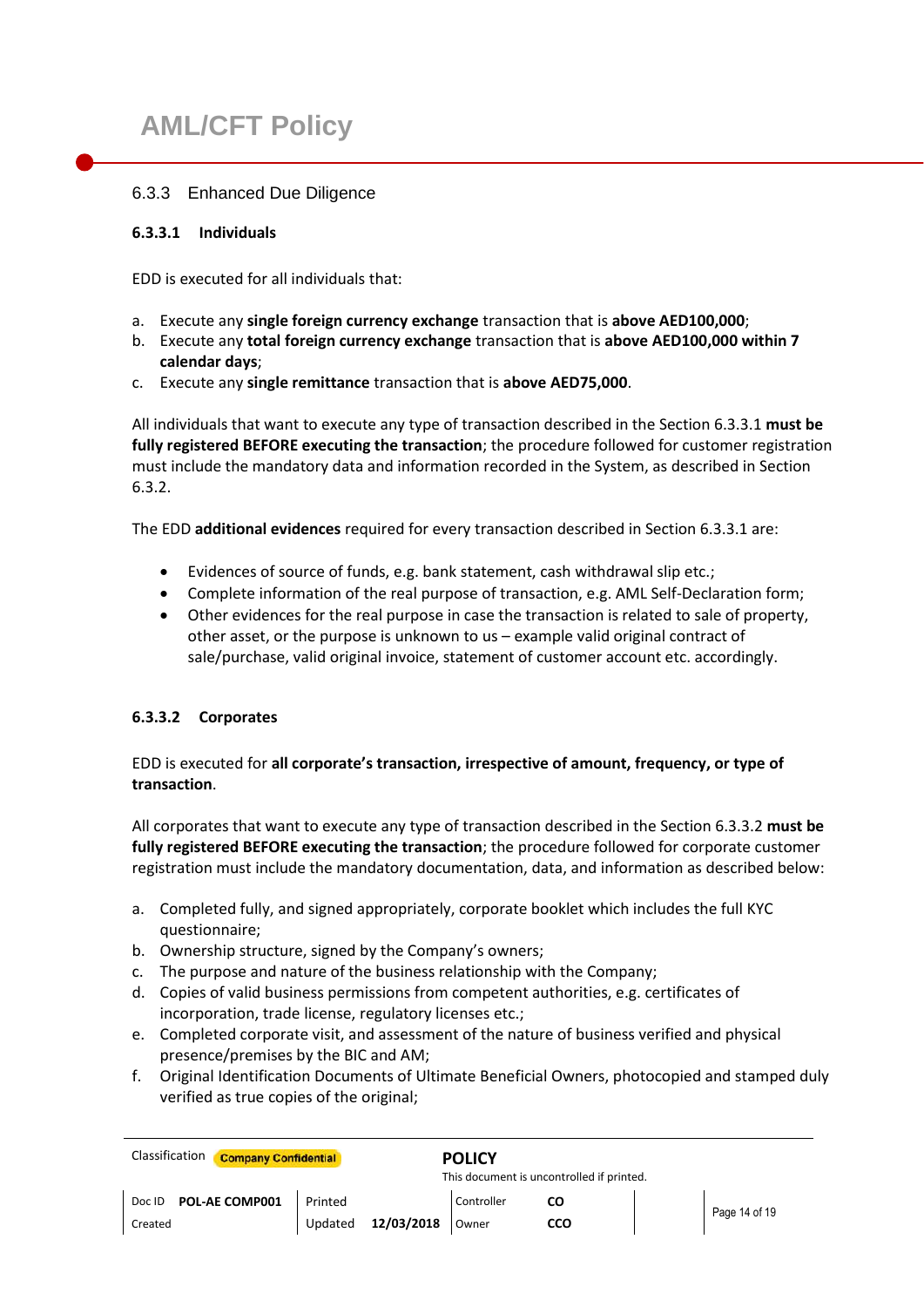### 6.3.3 Enhanced Due Diligence

#### 6.3.3.1 Individuals

EDD is executed for all individuals that:

a. Execute any **single foreign currency exchange** transaction that is **above AED100,000**;
b. Execute any **total foreign currency exchange** transaction that is **above AED100,000 within 7 calendar days**;
c. Execute any **single remittance** transaction that is **above AED75,000**.

All individuals that want to execute any type of transaction described in the Section 6.3.3.1 **must be fully registered BEFORE executing the transaction**; the procedure followed for customer registration must include the mandatory data and information recorded in the System, as described in Section 6.3.2.

The EDD **additional evidences** required for every transaction described in Section 6.3.3.1 are:

- Evidences of source of funds, e.g. bank statement, cash withdrawal slip etc.;
- Complete information of the real purpose of transaction, e.g. AML Self-Declaration form;
- Other evidences for the real purpose in case the transaction is related to sale of property, other asset, or the purpose is unknown to us – example valid original contract of sale/purchase, valid original invoice, statement of customer account etc. accordingly.

#### 6.3.3.2 Corporates

EDD is executed for **all corporate's transaction, irrespective of amount, frequency, or type of transaction**.

All corporates that want to execute any type of transaction described in the Section 6.3.3.2 **must be fully registered BEFORE executing the transaction**; the procedure followed for corporate customer registration must include the mandatory documentation, data, and information as described below:

a. Completed fully, and signed appropriately, corporate booklet which includes the full KYC questionnaire;
b. Ownership structure, signed by the Company's owners;
c. The purpose and nature of the business relationship with the Company;
d. Copies of valid business permissions from competent authorities, e.g. certificates of incorporation, trade license, regulatory licenses etc.;
e. Completed corporate visit, and assessment of the nature of business verified and physical presence/premises by the BIC and AM;
f. Original Identification Documents of Ultimate Beneficial Owners, photocopied and stamped duly verified as true copies of the original;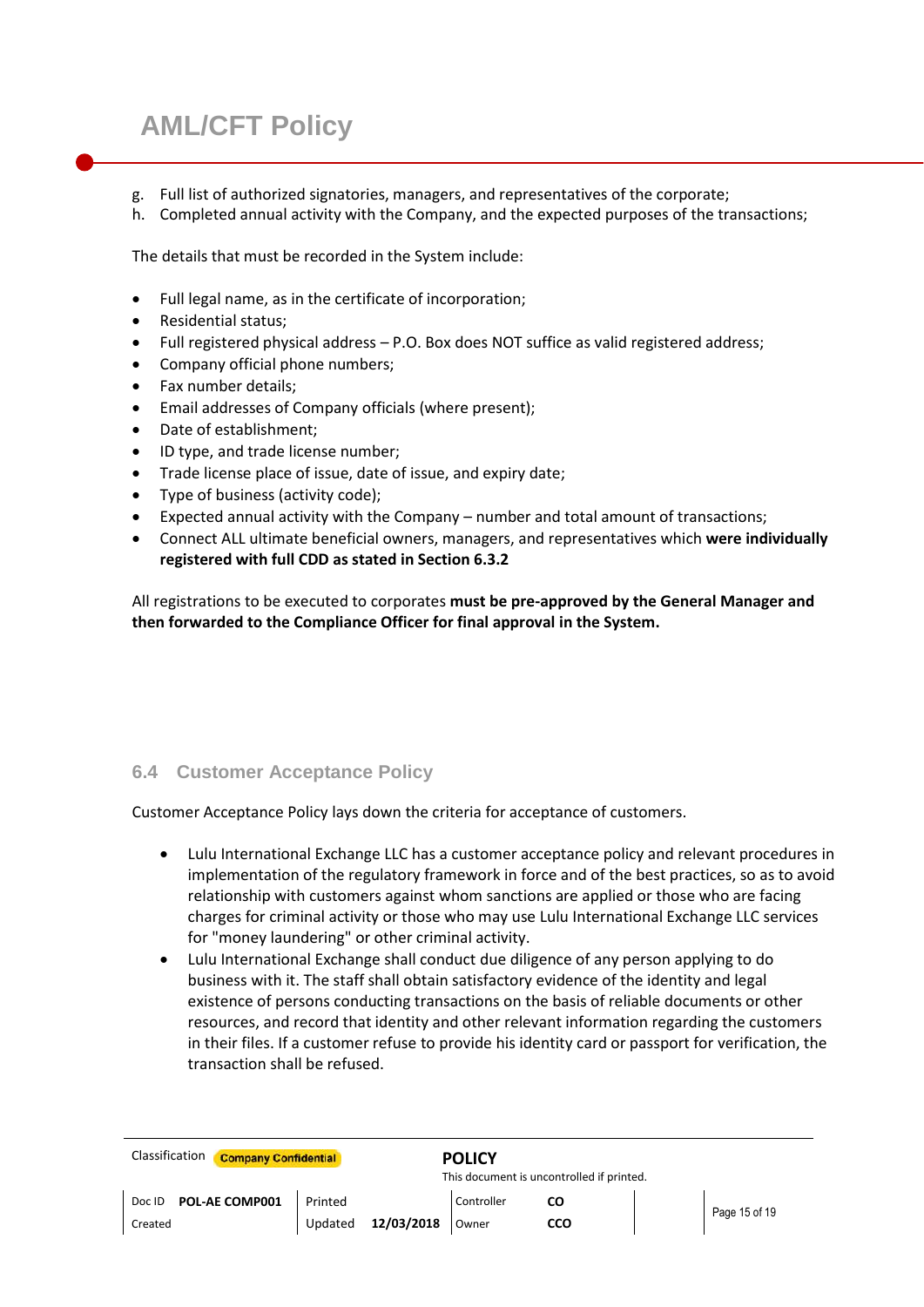g. Full list of authorized signatories, managers, and representatives of the corporate;
h. Completed annual activity with the Company, and the expected purposes of the transactions;

The details that must be recorded in the System include:

- Full legal name, as in the certificate of incorporation;
- Residential status;
- Full registered physical address – P.O. Box does NOT suffice as valid registered address;
- Company official phone numbers;
- Fax number details;
- Email addresses of Company officials (where present);
- Date of establishment;
- ID type, and trade license number;
- Trade license place of issue, date of issue, and expiry date;
- Type of business (activity code);
- Expected annual activity with the Company – number and total amount of transactions;
- Connect ALL ultimate beneficial owners, managers, and representatives which **were individually registered with full CDD as stated in Section 6.3.2**

All registrations to be executed to corporates **must be pre-approved by the General Manager and then forwarded to the Compliance Officer for final approval in the System.**

## 6.4 Customer Acceptance Policy

Customer Acceptance Policy lays down the criteria for acceptance of customers.

- Lulu International Exchange LLC has a customer acceptance policy and relevant procedures in implementation of the regulatory framework in force and of the best practices, so as to avoid relationship with customers against whom sanctions are applied or those who are facing charges for criminal activity or those who may use Lulu International Exchange LLC services for "money laundering" or other criminal activity.
- Lulu International Exchange shall conduct due diligence of any person applying to do business with it. The staff shall obtain satisfactory evidence of the identity and legal existence of persons conducting transactions on the basis of reliable documents or other resources, and record that identity and other relevant information regarding the customers in their files. If a customer refuse to provide his identity card or passport for verification, the transaction shall be refused.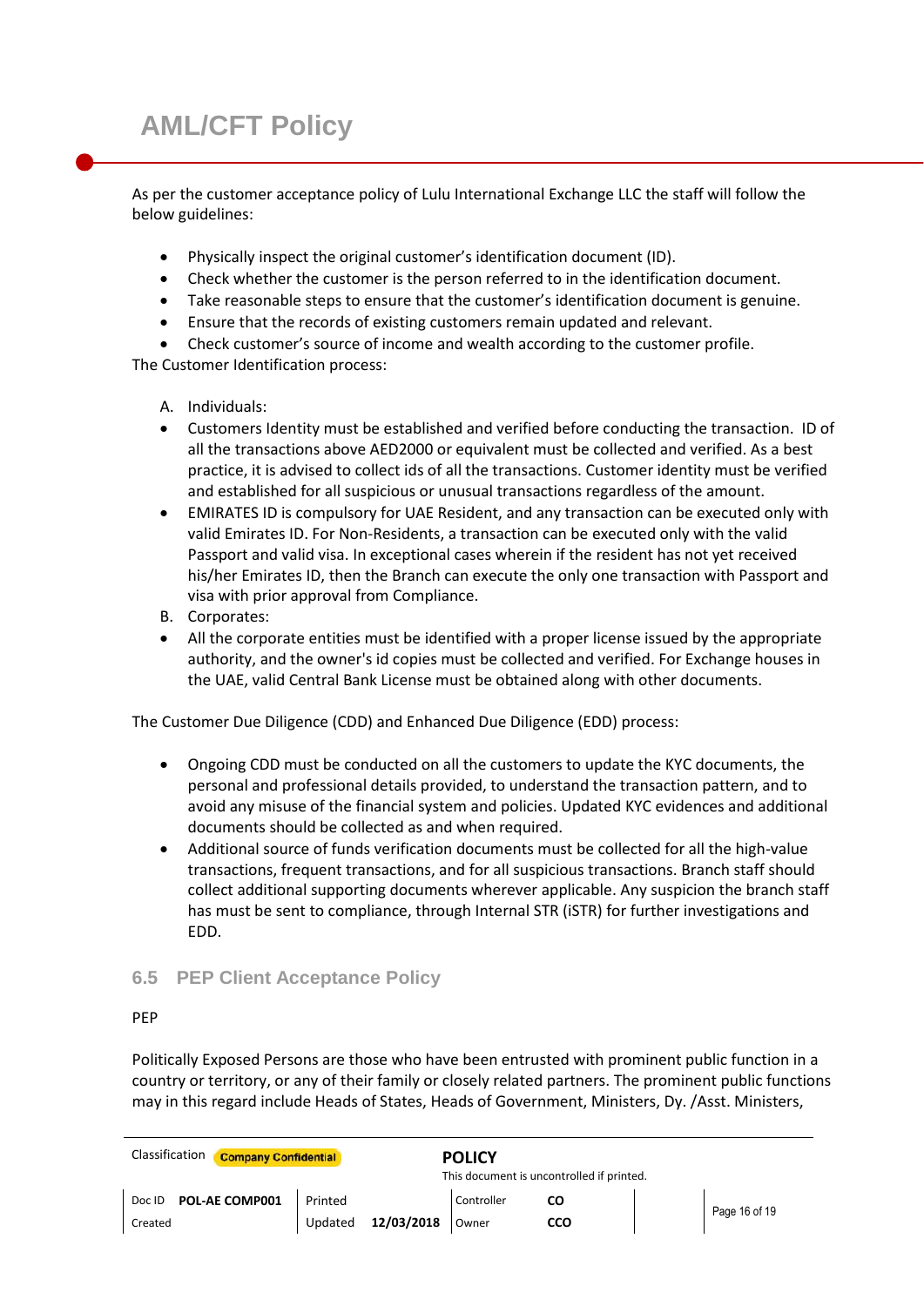# AML/CFT Policy

As per the customer acceptance policy of Lulu International Exchange LLC the staff will follow the below guidelines:

- Physically inspect the original customer's identification document (ID).
- Check whether the customer is the person referred to in the identification document.
- Take reasonable steps to ensure that the customer's identification document is genuine.
- Ensure that the records of existing customers remain updated and relevant.
- Check customer's source of income and wealth according to the customer profile.

The Customer Identification process:

A. Individuals:

- Customers Identity must be established and verified before conducting the transaction. ID of all the transactions above AED2000 or equivalent must be collected and verified. As a best practice, it is advised to collect ids of all the transactions. Customer identity must be verified and established for all suspicious or unusual transactions regardless of the amount.
- EMIRATES ID is compulsory for UAE Resident, and any transaction can be executed only with valid Emirates ID. For Non-Residents, a transaction can be executed only with the valid Passport and valid visa. In exceptional cases wherein if the resident has not yet received his/her Emirates ID, then the Branch can execute the only one transaction with Passport and visa with prior approval from Compliance.

B. Corporates:

- All the corporate entities must be identified with a proper license issued by the appropriate authority, and the owner's id copies must be collected and verified. For Exchange houses in the UAE, valid Central Bank License must be obtained along with other documents.

The Customer Due Diligence (CDD) and Enhanced Due Diligence (EDD) process:

- Ongoing CDD must be conducted on all the customers to update the KYC documents, the personal and professional details provided, to understand the transaction pattern, and to avoid any misuse of the financial system and policies. Updated KYC evidences and additional documents should be collected as and when required.
- Additional source of funds verification documents must be collected for all the high-value transactions, frequent transactions, and for all suspicious transactions. Branch staff should collect additional supporting documents wherever applicable. Any suspicion the branch staff has must be sent to compliance, through Internal STR (iSTR) for further investigations and EDD.

## 6.5 PEP Client Acceptance Policy

PEP

Politically Exposed Persons are those who have been entrusted with prominent public function in a country or territory, or any of their family or closely related partners. The prominent public functions may in this regard include Heads of States, Heads of Government, Ministers, Dy. /Asst. Ministers,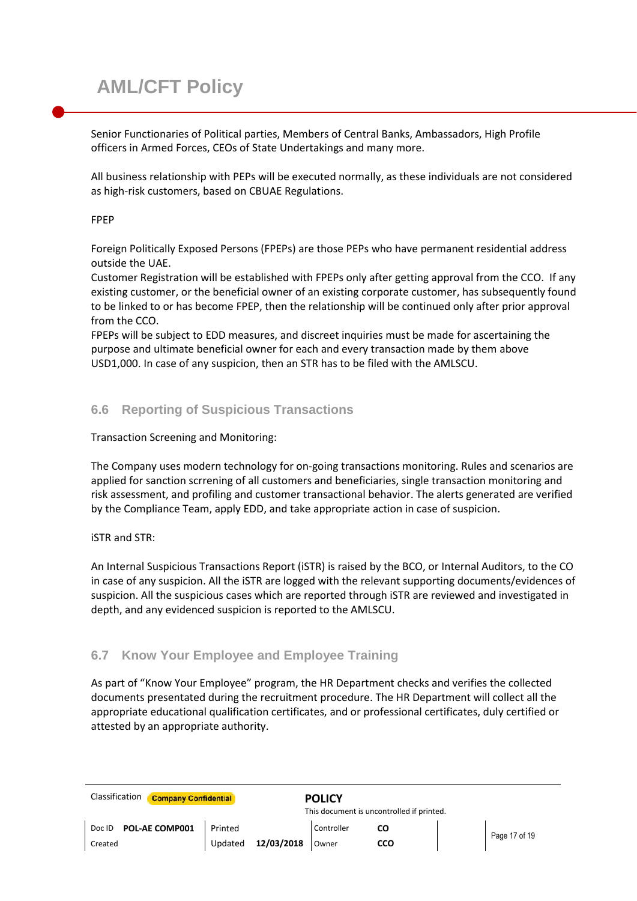Senior Functionaries of Political parties, Members of Central Banks, Ambassadors, High Profile officers in Armed Forces, CEOs of State Undertakings and many more.

All business relationship with PEPs will be executed normally, as these individuals are not considered as high-risk customers, based on CBUAE Regulations.

FPEP

Foreign Politically Exposed Persons (FPEPs) are those PEPs who have permanent residential address outside the UAE.
Customer Registration will be established with FPEPs only after getting approval from the CCO. If any existing customer, or the beneficial owner of an existing corporate customer, has subsequently found to be linked to or has become FPEP, then the relationship will be continued only after prior approval from the CCO.
FPEPs will be subject to EDD measures, and discreet inquiries must be made for ascertaining the purpose and ultimate beneficial owner for each and every transaction made by them above USD1,000. In case of any suspicion, then an STR has to be filed with the AMLSCU.

### 6.6 Reporting of Suspicious Transactions

Transaction Screening and Monitoring:

The Company uses modern technology for on-going transactions monitoring. Rules and scenarios are applied for sanction scrrening of all customers and beneficiaries, single transaction monitoring and risk assessment, and profiling and customer transactional behavior. The alerts generated are verified by the Compliance Team, apply EDD, and take appropriate action in case of suspicion.

iSTR and STR:

An Internal Suspicious Transactions Report (iSTR) is raised by the BCO, or Internal Auditors, to the CO in case of any suspicion. All the iSTR are logged with the relevant supporting documents/evidences of suspicion. All the suspicious cases which are reported through iSTR are reviewed and investigated in depth, and any evidenced suspicion is reported to the AMLSCU.

### 6.7 Know Your Employee and Employee Training

As part of "Know Your Employee" program, the HR Department checks and verifies the collected documents presented during the recruitment procedure. The HR Department will collect all the appropriate educational qualification certificates, and or professional certificates, duly certified or attested by an appropriate authority.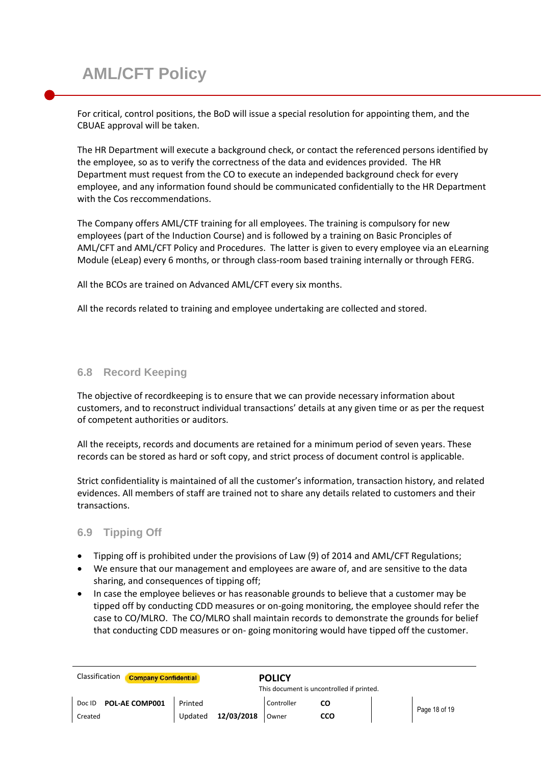For critical, control positions, the BoD will issue a special resolution for appointing them, and the CBUAE approval will be taken.

The HR Department will execute a background check, or contact the referenced persons identified by the employee, so as to verify the correctness of the data and evidences provided. The HR Department must request from the CO to execute an independed background check for every employee, and any information found should be communicated confidentially to the HR Department with the Cos reccommendations.

The Company offers AML/CTF training for all employees. The training is compulsory for new employees (part of the Induction Course) and is followed by a training on Basic Principles of AML/CFT and AML/CFT Policy and Procedures. The latter is given to every employee via an eLearning Module (eLeap) every 6 months, or through class-room based training internally or through FERG.

All the BCOs are trained on Advanced AML/CFT every six months.

All the records related to training and employee undertaking are collected and stored.

## 6.8 Record Keeping

The objective of recordkeeping is to ensure that we can provide necessary information about customers, and to reconstruct individual transactions' details at any given time or as per the request of competent authorities or auditors.

All the receipts, records and documents are retained for a minimum period of seven years. These records can be stored as hard or soft copy, and strict process of document control is applicable.

Strict confidentiality is maintained of all the customer's information, transaction history, and related evidences. All members of staff are trained not to share any details related to customers and their transactions.

## 6.9 Tipping Off

- Tipping off is prohibited under the provisions of Law (9) of 2014 and AML/CFT Regulations;
- We ensure that our management and employees are aware of, and are sensitive to the data sharing, and consequences of tipping off;
- In case the employee believes or has reasonable grounds to believe that a customer may be tipped off by conducting CDD measures or on-going monitoring, the employee should refer the case to CO/MLRO. The CO/MLRO shall maintain records to demonstrate the grounds for belief that conducting CDD measures or on- going monitoring would have tipped off the customer.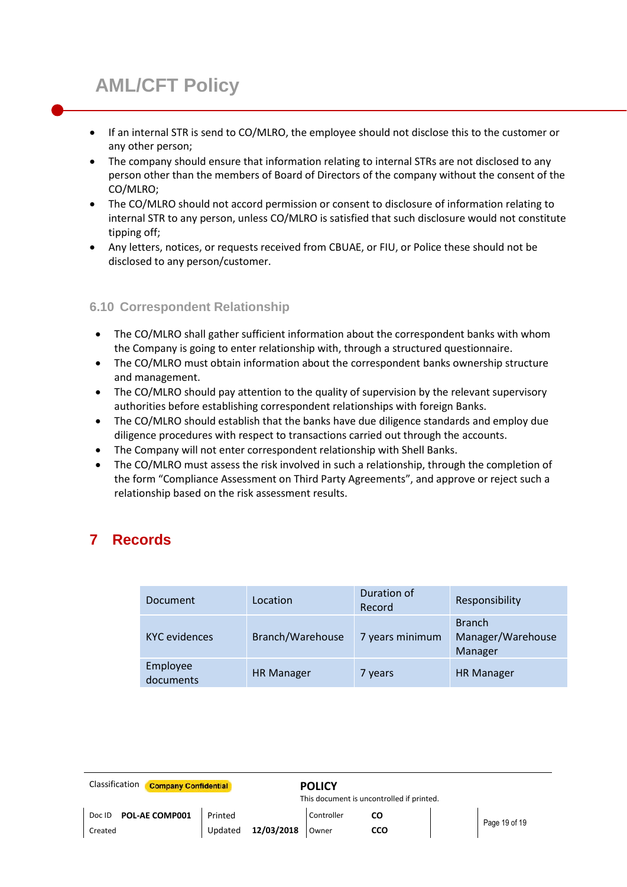- If an internal STR is send to CO/MLRO, the employee should not disclose this to the customer or any other person;
- The company should ensure that information relating to internal STRs are not disclosed to any person other than the members of Board of Directors of the company without the consent of the CO/MLRO;
- The CO/MLRO should not accord permission or consent to disclosure of information relating to internal STR to any person, unless CO/MLRO is satisfied that such disclosure would not constitute tipping off;
- Any letters, notices, or requests received from CBUAE, or FIU, or Police these should not be disclosed to any person/customer.

### 6.10 Correspondent Relationship

- The CO/MLRO shall gather sufficient information about the correspondent banks with whom the Company is going to enter relationship with, through a structured questionnaire.
- The CO/MLRO must obtain information about the correspondent banks ownership structure and management.
- The CO/MLRO should pay attention to the quality of supervision by the relevant supervisory authorities before establishing correspondent relationships with foreign Banks.
- The CO/MLRO should establish that the banks have due diligence standards and employ due diligence procedures with respect to transactions carried out through the accounts.
- The Company will not enter correspondent relationship with Shell Banks.
- The CO/MLRO must assess the risk involved in such a relationship, through the completion of the form "Compliance Assessment on Third Party Agreements", and approve or reject such a relationship based on the risk assessment results.

## 7 Records

| Document | Location | Duration of Record | Responsibility |
|---|---|---|---|
| KYC evidences | Branch/Warehouse | 7 years minimum | Branch Manager/Warehouse Manager |
| Employee documents | HR Manager | 7 years | HR Manager |